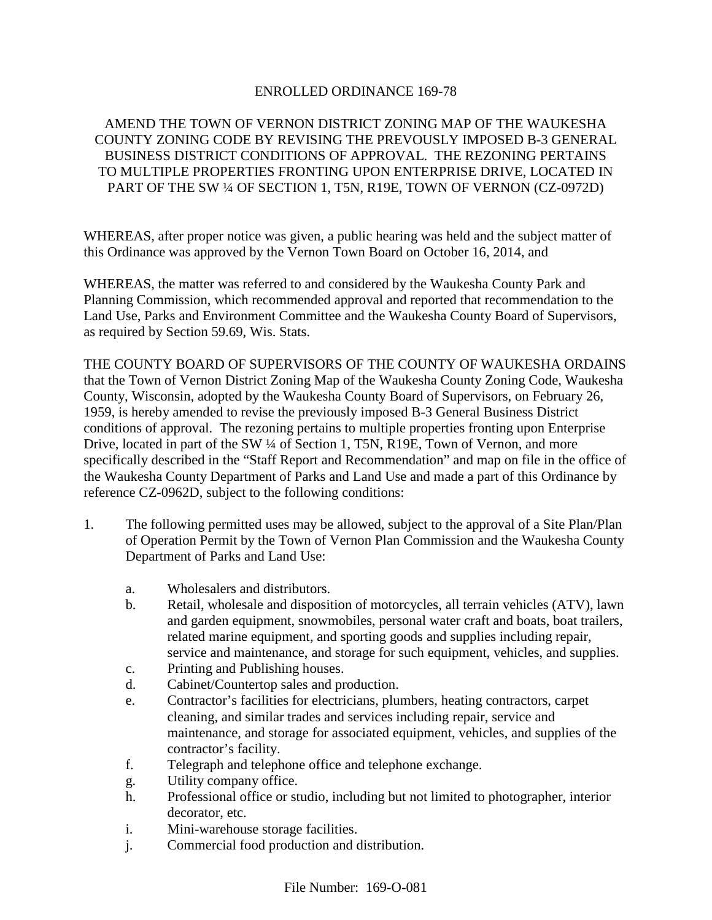ENROLLED ORDINANCE 169-78

AMEND THE TOWN OF VERNON DISTRICT ZONING MAP OF THE WAUKESHA COUNTY ZONING CODE BY REVISING THE PREVOUSLY IMPOSED B-3 GENERAL BUSINESS DISTRICT CONDITIONS OF APPROVAL. THE REZONING PERTAINS TO MULTIPLE PROPERTIES FRONTING UPON ENTERPRISE DRIVE, LOCATED IN PART OF THE SW ¼ OF SECTION 1, T5N, R19E, TOWN OF VERNON (CZ-0972D)

WHEREAS, after proper notice was given, a public hearing was held and the subject matter of this Ordinance was approved by the Vernon Town Board on October 16, 2014, and

WHEREAS, the matter was referred to and considered by the Waukesha County Park and Planning Commission, which recommended approval and reported that recommendation to the Land Use, Parks and Environment Committee and the Waukesha County Board of Supervisors, as required by Section 59.69, Wis. Stats.

THE COUNTY BOARD OF SUPERVISORS OF THE COUNTY OF WAUKESHA ORDAINS that the Town of Vernon District Zoning Map of the Waukesha County Zoning Code, Waukesha County, Wisconsin, adopted by the Waukesha County Board of Supervisors, on February 26, 1959, is hereby amended to revise the previously imposed B-3 General Business District conditions of approval. The rezoning pertains to multiple properties fronting upon Enterprise Drive, located in part of the SW ¼ of Section 1, T5N, R19E, Town of Vernon, and more specifically described in the "Staff Report and Recommendation" and map on file in the office of the Waukesha County Department of Parks and Land Use and made a part of this Ordinance by reference CZ-0962D, subject to the following conditions:

1. The following permitted uses may be allowed, subject to the approval of a Site Plan/Plan of Operation Permit by the Town of Vernon Plan Commission and the Waukesha County Department of Parks and Land Use:

   a. Wholesalers and distributors.
   b. Retail, wholesale and disposition of motorcycles, all terrain vehicles (ATV), lawn and garden equipment, snowmobiles, personal water craft and boats, boat trailers, related marine equipment, and sporting goods and supplies including repair, service and maintenance, and storage for such equipment, vehicles, and supplies.
   c. Printing and Publishing houses.
   d. Cabinet/Countertop sales and production.
   e. Contractor's facilities for electricians, plumbers, heating contractors, carpet cleaning, and similar trades and services including repair, service and maintenance, and storage for associated equipment, vehicles, and supplies of the contractor's facility.
   f. Telegraph and telephone office and telephone exchange.
   g. Utility company office.
   h. Professional office or studio, including but not limited to photographer, interior decorator, etc.
   i. Mini-warehouse storage facilities.
   j. Commercial food production and distribution.

File Number: 169-O-081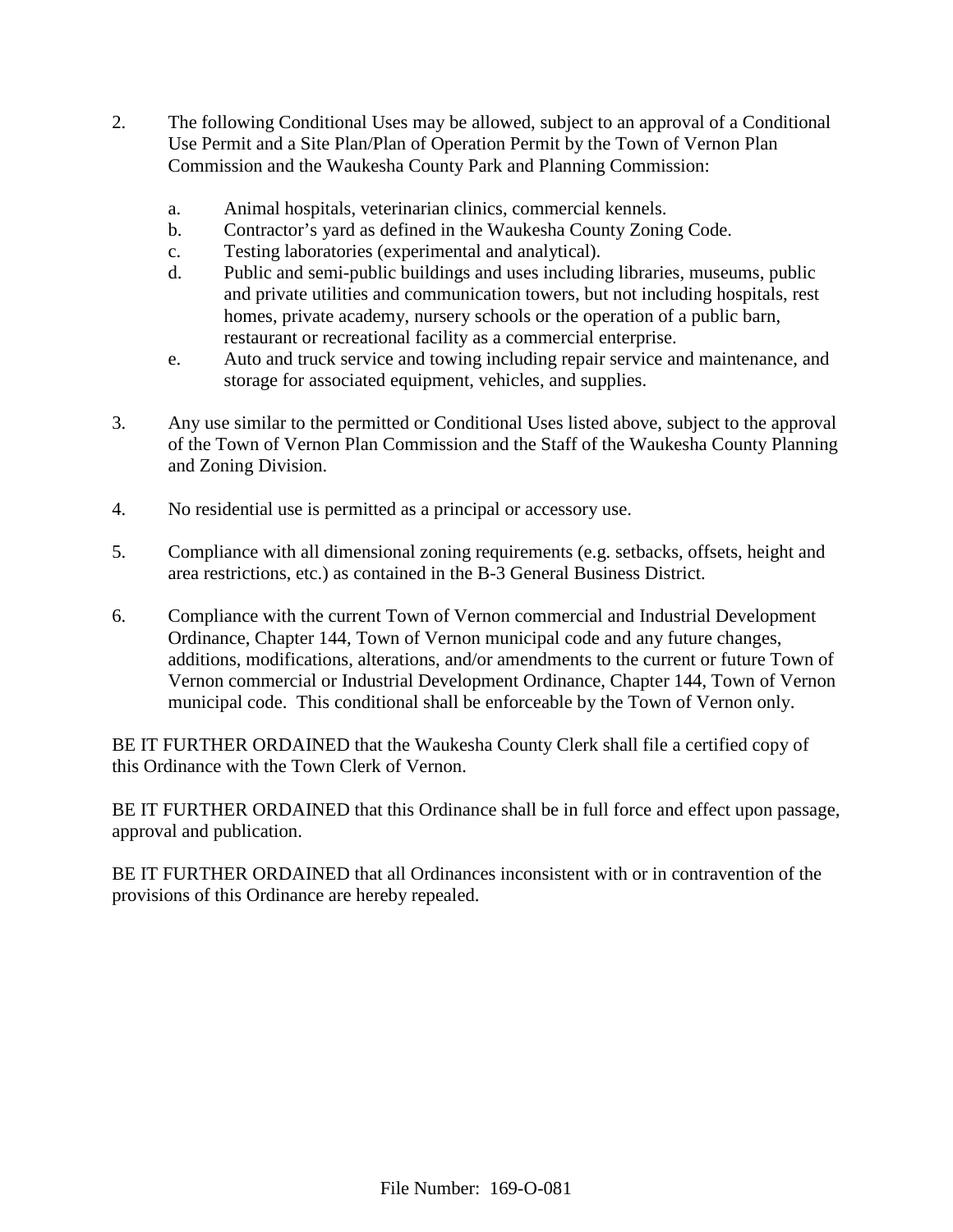2. The following Conditional Uses may be allowed, subject to an approval of a Conditional Use Permit and a Site Plan/Plan of Operation Permit by the Town of Vernon Plan Commission and the Waukesha County Park and Planning Commission:

   a. Animal hospitals, veterinarian clinics, commercial kennels.
   b. Contractor's yard as defined in the Waukesha County Zoning Code.
   c. Testing laboratories (experimental and analytical).
   d. Public and semi-public buildings and uses including libraries, museums, public and private utilities and communication towers, but not including hospitals, rest homes, private academy, nursery schools or the operation of a public barn, restaurant or recreational facility as a commercial enterprise.
   e. Auto and truck service and towing including repair service and maintenance, and storage for associated equipment, vehicles, and supplies.

3. Any use similar to the permitted or Conditional Uses listed above, subject to the approval of the Town of Vernon Plan Commission and the Staff of the Waukesha County Planning and Zoning Division.

4. No residential use is permitted as a principal or accessory use.

5. Compliance with all dimensional zoning requirements (e.g. setbacks, offsets, height and area restrictions, etc.) as contained in the B-3 General Business District.

6. Compliance with the current Town of Vernon commercial and Industrial Development Ordinance, Chapter 144, Town of Vernon municipal code and any future changes, additions, modifications, alterations, and/or amendments to the current or future Town of Vernon commercial or Industrial Development Ordinance, Chapter 144, Town of Vernon municipal code. This conditional shall be enforceable by the Town of Vernon only.

BE IT FURTHER ORDAINED that the Waukesha County Clerk shall file a certified copy of this Ordinance with the Town Clerk of Vernon.

BE IT FURTHER ORDAINED that this Ordinance shall be in full force and effect upon passage, approval and publication.

BE IT FURTHER ORDAINED that all Ordinances inconsistent with or in contravention of the provisions of this Ordinance are hereby repealed.

File Number: 169-O-081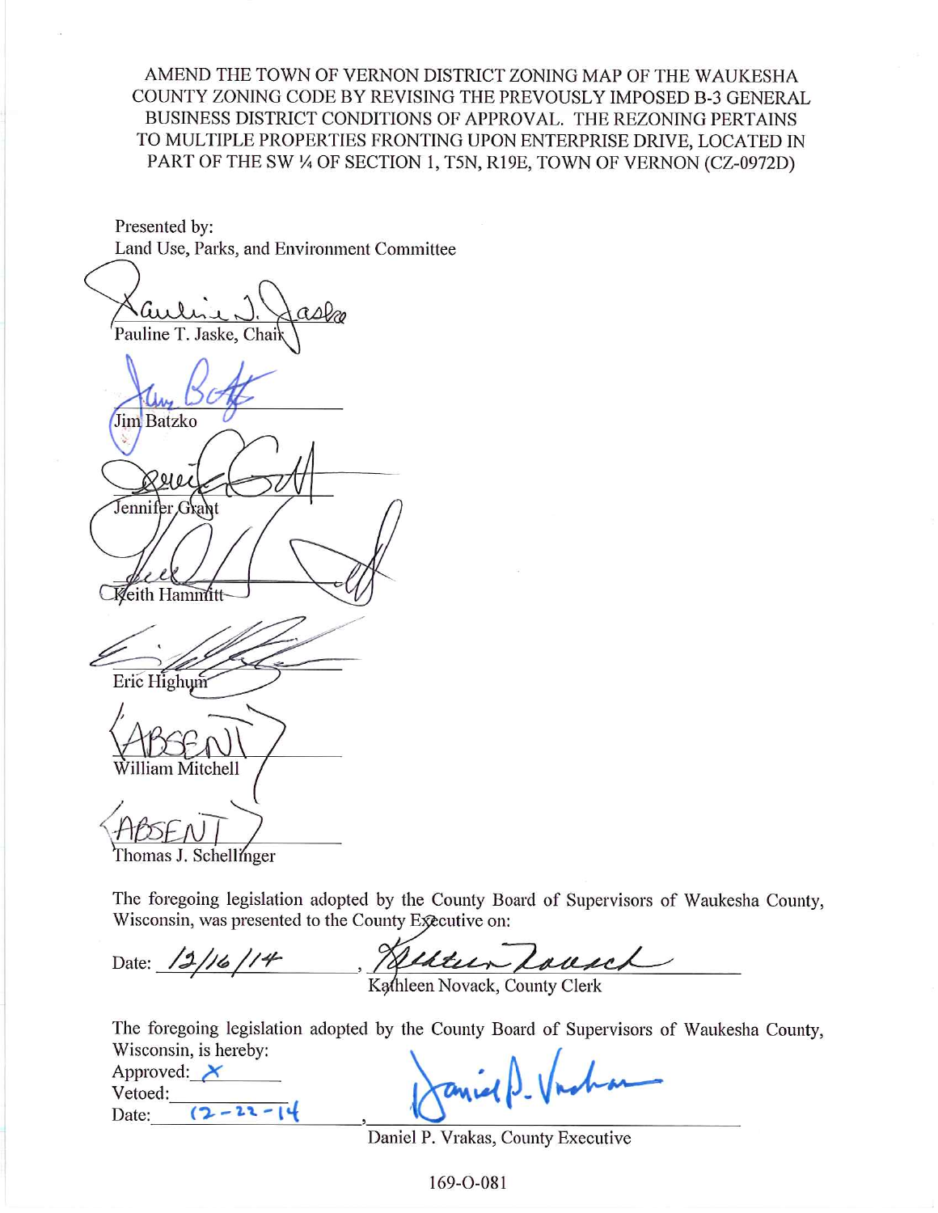AMEND THE TOWN OF VERNON DISTRICT ZONING MAP OF THE WAUKESHA COUNTY ZONING CODE BY REVISING THE PREVOUSLY IMPOSED B-3 GENERAL BUSINESS DISTRICT CONDITIONS OF APPROVAL. THE REZONING PERTAINS TO MULTIPLE PROPERTIES FRONTING UPON ENTERPRISE DRIVE, LOCATED IN PART OF THE SW ¼ OF SECTION 1, T5N, R19E, TOWN OF VERNON (CZ-0972D)

Presented by:
Land Use, Parks, and Environment Committee

Pauline T. Jaske, Chair

Jim Batzko

Jennifer Grant

Keith Hammitt

Eric Highum

ABSENT
William Mitchell

ABSENT
Thomas J. Schellinger

The foregoing legislation adopted by the County Board of Supervisors of Waukesha County, Wisconsin, was presented to the County Executive on:

Date: 12/16/14, Kathleen Novack, County Clerk

The foregoing legislation adopted by the County Board of Supervisors of Waukesha County, Wisconsin, is hereby:

Approved: X
Vetoed: 
Date: 12-22-14, Daniel P. Vrakas, County Executive

169-O-081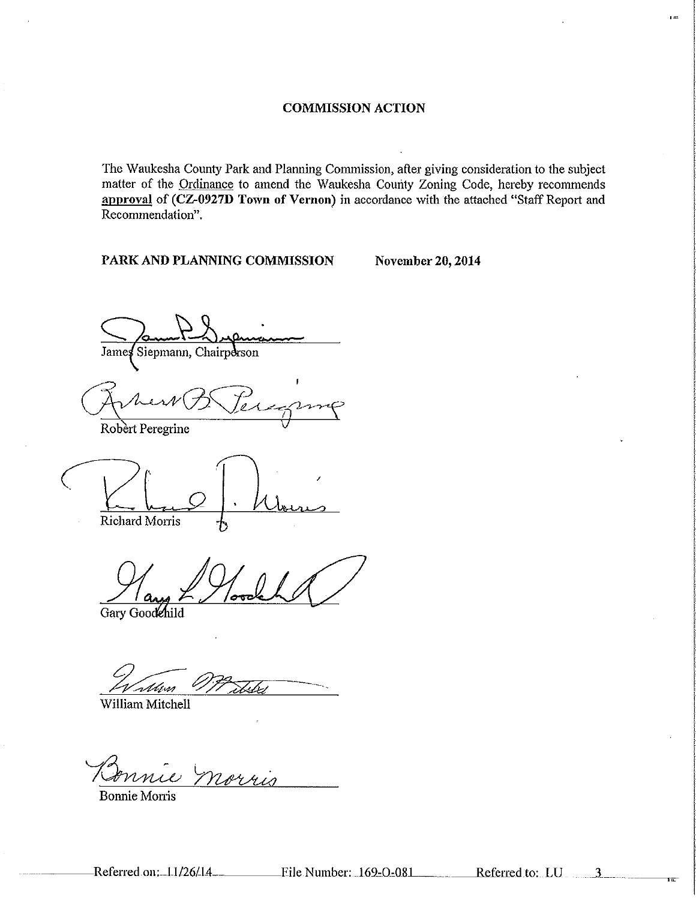## COMMISSION ACTION

The Waukesha County Park and Planning Commission, after giving consideration to the subject matter of the Ordinance to amend the Waukesha County Zoning Code, hereby recommends **approval** of (**CZ-0927D Town of Vernon**) in accordance with the attached "Staff Report and Recommendation".

**PARK AND PLANNING COMMISSION** **November 20, 2014**

James Siepmann, Chairperson

Robert Peregrine

Richard Morris

Gary Goodchild

William Mitchell

Bonnie Morris

Referred on: 11/26/14 File Number: 169-O-081 Referred to: LU 3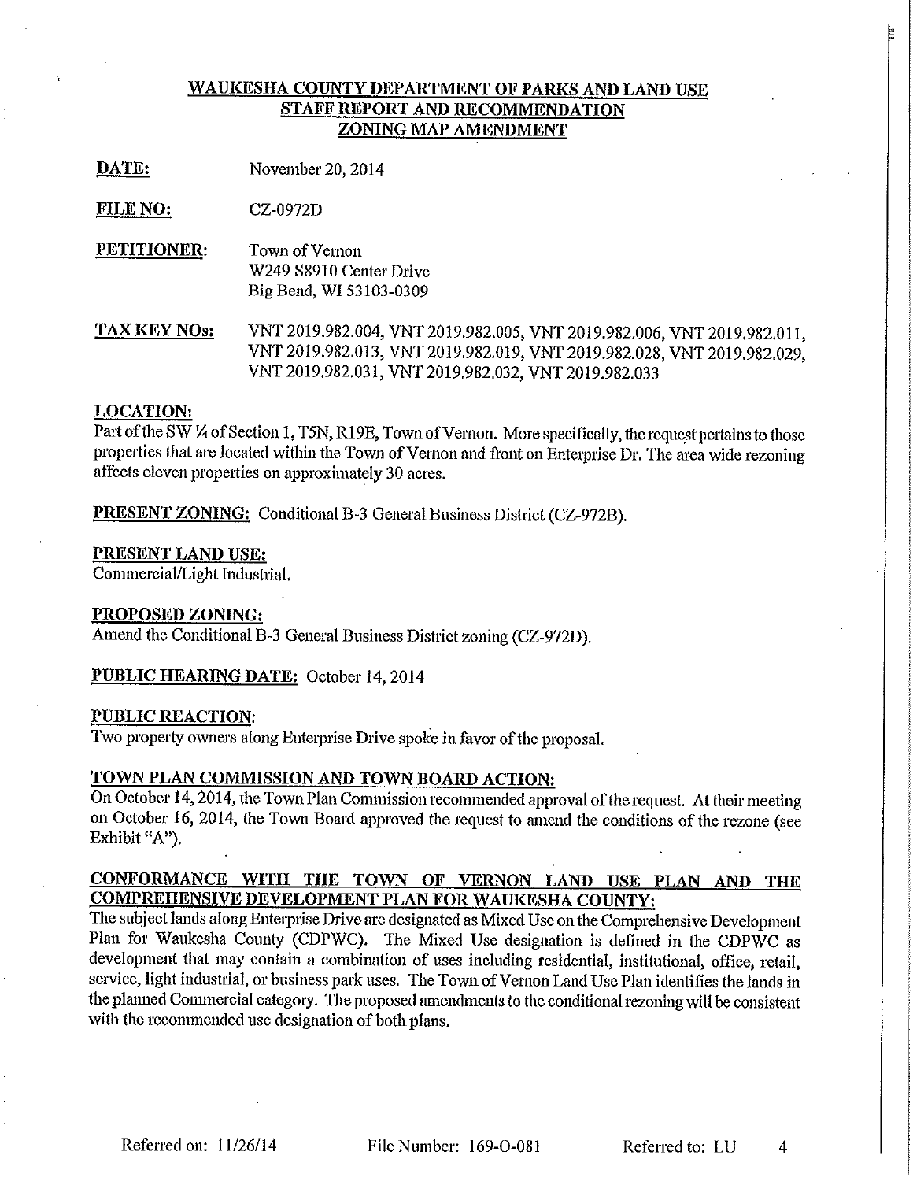**WAUKESHA COUNTY DEPARTMENT OF PARKS AND LAND USE**
**STAFF REPORT AND RECOMMENDATION**
**ZONING MAP AMENDMENT**

**DATE:** November 20, 2014

**FILE NO:** CZ-0972D

**PETITIONER:** Town of Vernon
W249 S8910 Center Drive
Big Bend, WI 53103-0309

**TAX KEY NOs:** VNT 2019.982.004, VNT 2019.982.005, VNT 2019.982.006, VNT 2019.982.011, VNT 2019.982.013, VNT 2019.982.019, VNT 2019.982.028, VNT 2019.982.029, VNT 2019.982.031, VNT 2019.982.032, VNT 2019.982.033

**LOCATION:**
Part of the SW ¼ of Section 1, T5N, R19E, Town of Vernon. More specifically, the request pertains to those properties that are located within the Town of Vernon and front on Enterprise Dr. The area wide rezoning affects eleven properties on approximately 30 acres.

**PRESENT ZONING:** Conditional B-3 General Business District (CZ-972B).

**PRESENT LAND USE:**
Commercial/Light Industrial.

**PROPOSED ZONING:**
Amend the Conditional B-3 General Business District zoning (CZ-972D).

**PUBLIC HEARING DATE:** October 14, 2014

**PUBLIC REACTION:**
Two property owners along Enterprise Drive spoke in favor of the proposal.

**TOWN PLAN COMMISSION AND TOWN BOARD ACTION:**
On October 14, 2014, the Town Plan Commission recommended approval of the request. At their meeting on October 16, 2014, the Town Board approved the request to amend the conditions of the rezone (see Exhibit "A").

**CONFORMANCE WITH THE TOWN OF VERNON LAND USE PLAN AND THE COMPREHENSIVE DEVELOPMENT PLAN FOR WAUKESHA COUNTY:**
The subject lands along Enterprise Drive are designated as Mixed Use on the Comprehensive Development Plan for Waukesha County (CDPWC). The Mixed Use designation is defined in the CDPWC as development that may contain a combination of uses including residential, institutional, office, retail, service, light industrial, or business park uses. The Town of Vernon Land Use Plan identifies the lands in the planned Commercial category. The proposed amendments to the conditional rezoning will be consistent with the recommended use designation of both plans.

Referred on: 11/26/14 File Number: 169-O-081 Referred to: LU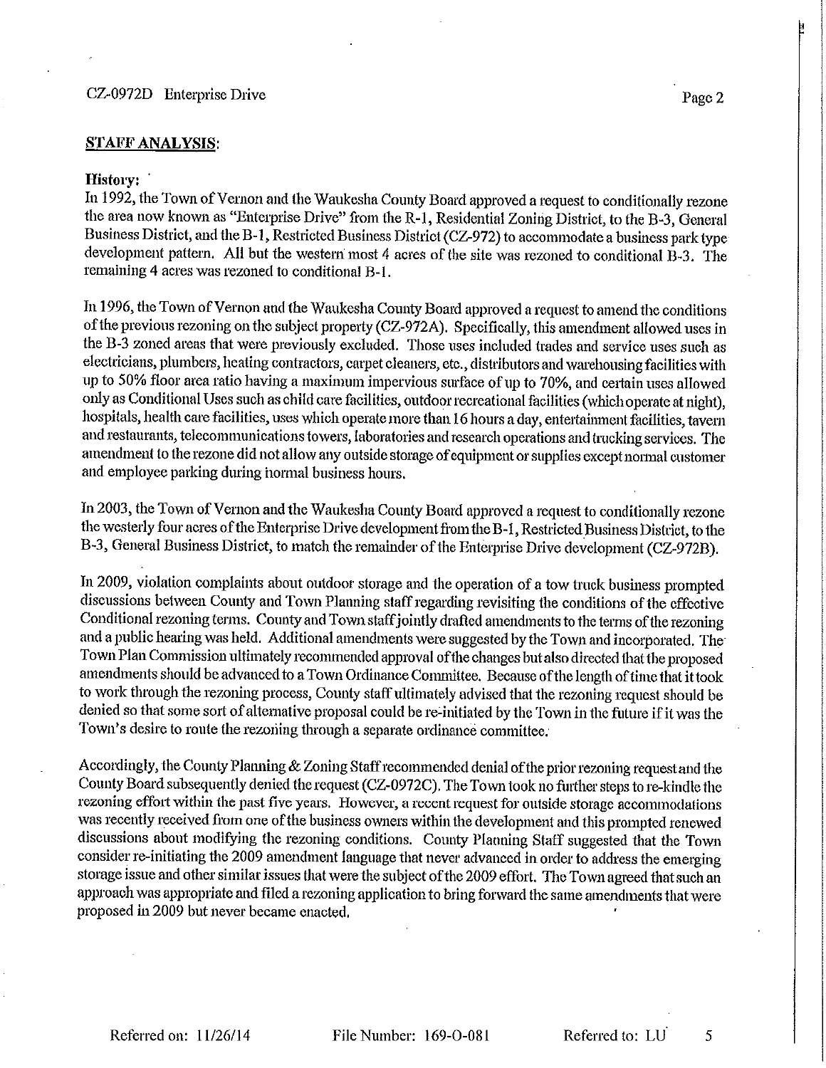## STAFF ANALYSIS:

**History:**

In 1992, the Town of Vernon and the Waukesha County Board approved a request to conditionally rezone the area now known as "Enterprise Drive" from the R-1, Residential Zoning District, to the B-3, General Business District, and the B-1, Restricted Business District (CZ-972) to accommodate a business park type development pattern. All but the western most 4 acres of the site was rezoned to conditional B-3. The remaining 4 acres was rezoned to conditional B-1.

In 1996, the Town of Vernon and the Waukesha County Board approved a request to amend the conditions of the previous rezoning on the subject property (CZ-972A). Specifically, this amendment allowed uses in the B-3 zoned areas that were previously excluded. Those uses included trades and service uses such as electricians, plumbers, heating contractors, carpet cleaners, etc., distributors and warehousing facilities with up to 50% floor area ratio having a maximum impervious surface of up to 70%, and certain uses allowed only as Conditional Uses such as child care facilities, outdoor recreational facilities (which operate at night), hospitals, health care facilities, uses which operate more than 16 hours a day, entertainment facilities, tavern and restaurants, telecommunications towers, laboratories and research operations and trucking services. The amendment to the rezone did not allow any outside storage of equipment or supplies except normal customer and employee parking during normal business hours.

In 2003, the Town of Vernon and the Waukesha County Board approved a request to conditionally rezone the westerly four acres of the Enterprise Drive development from the B-1, Restricted Business District, to the B-3, General Business District, to match the remainder of the Enterprise Drive development (CZ-972B).

In 2009, violation complaints about outdoor storage and the operation of a tow truck business prompted discussions between County and Town Planning staff regarding revisiting the conditions of the effective Conditional rezoning terms. County and Town staff jointly drafted amendments to the terms of the rezoning and a public hearing was held. Additional amendments were suggested by the Town and incorporated. The Town Plan Commission ultimately recommended approval of the changes but also directed that the proposed amendments should be advanced to a Town Ordinance Committee. Because of the length of time that it took to work through the rezoning process, County staff ultimately advised that the rezoning request should be denied so that some sort of alternative proposal could be re-initiated by the Town in the future if it was the Town's desire to route the rezoning through a separate ordinance committee.

Accordingly, the County Planning & Zoning Staff recommended denial of the prior rezoning request and the County Board subsequently denied the request (CZ-0972C). The Town took no further steps to re-kindle the rezoning effort within the past five years. However, a recent request for outside storage accommodations was recently received from one of the business owners within the development and this prompted renewed discussions about modifying the rezoning conditions. County Planning Staff suggested that the Town consider re-initiating the 2009 amendment language that never advanced in order to address the emerging storage issue and other similar issues that were the subject of the 2009 effort. The Town agreed that such an approach was appropriate and filed a rezoning application to bring forward the same amendments that were proposed in 2009 but never became enacted.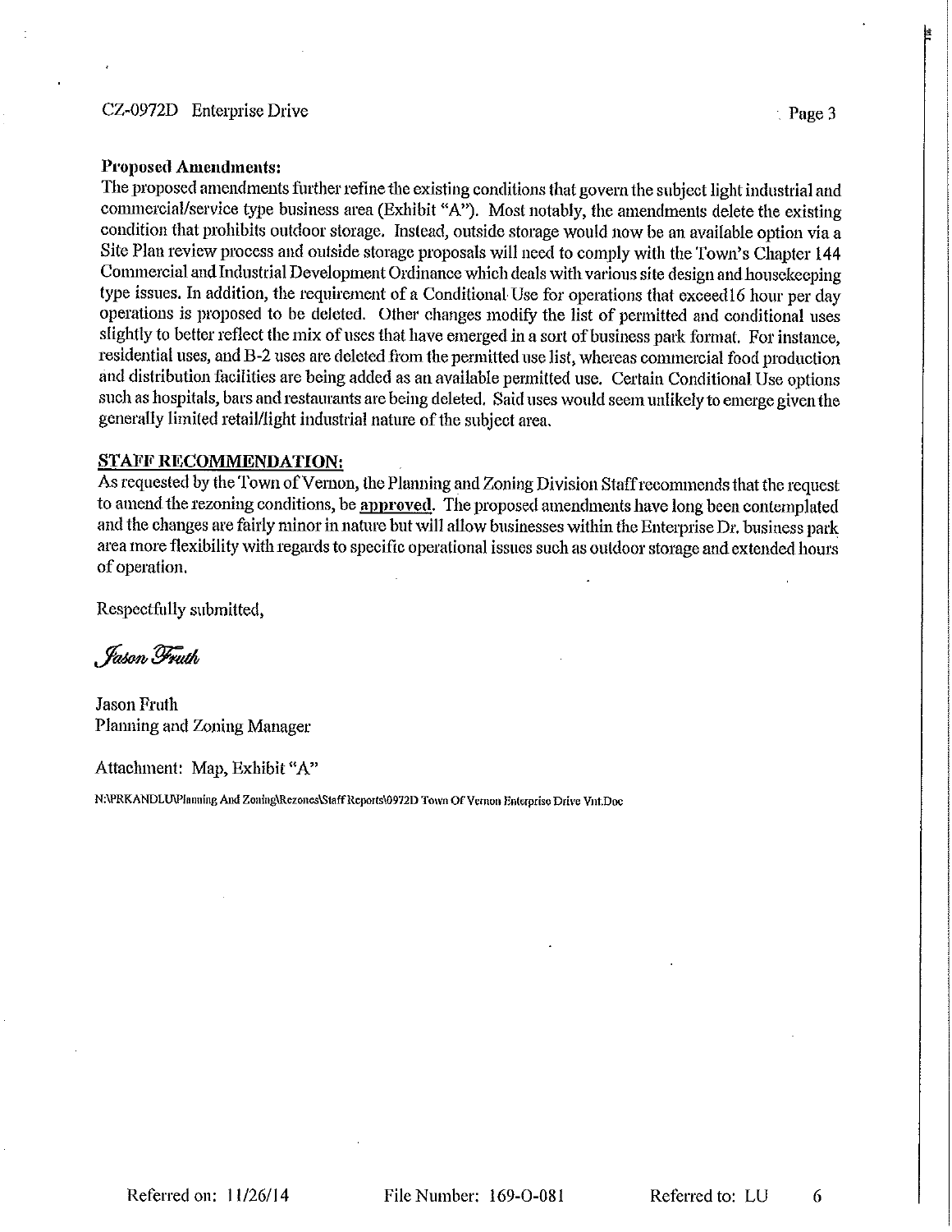**Proposed Amendments:**
The proposed amendments further refine the existing conditions that govern the subject light industrial and commercial/service type business area (Exhibit "A"). Most notably, the amendments delete the existing condition that prohibits outdoor storage. Instead, outside storage would now be an available option via a Site Plan review process and outside storage proposals will need to comply with the Town's Chapter 144 Commercial and Industrial Development Ordinance which deals with various site design and housekeeping type issues. In addition, the requirement of a Conditional Use for operations that exceed16 hour per day operations is proposed to be deleted. Other changes modify the list of permitted and conditional uses slightly to better reflect the mix of uses that have emerged in a sort of business park format. For instance, residential uses, and B-2 uses are deleted from the permitted use list, whereas commercial food production and distribution facilities are being added as an available permitted use. Certain Conditional Use options such as hospitals, bars and restaurants are being deleted. Said uses would seem unlikely to emerge given the generally limited retail/light industrial nature of the subject area.

**STAFF RECOMMENDATION:**
As requested by the Town of Vernon, the Planning and Zoning Division Staff recommends that the request to amend the rezoning conditions, be **approved**. The proposed amendments have long been contemplated and the changes are fairly minor in nature but will allow businesses within the Enterprise Dr. business park area more flexibility with regards to specific operational issues such as outdoor storage and extended hours of operation.

Respectfully submitted,

*Jason Fruth*

Jason Fruth
Planning and Zoning Manager

Attachment: Map, Exhibit "A"

N:\PRKANDLU\Planning And Zoning\Rezones\Staff Reports\0972D Town Of Vernon Enterprise Drive Vnt.Doc

Referred on: 11/26/14 File Number: 169-O-081 Referred to: LU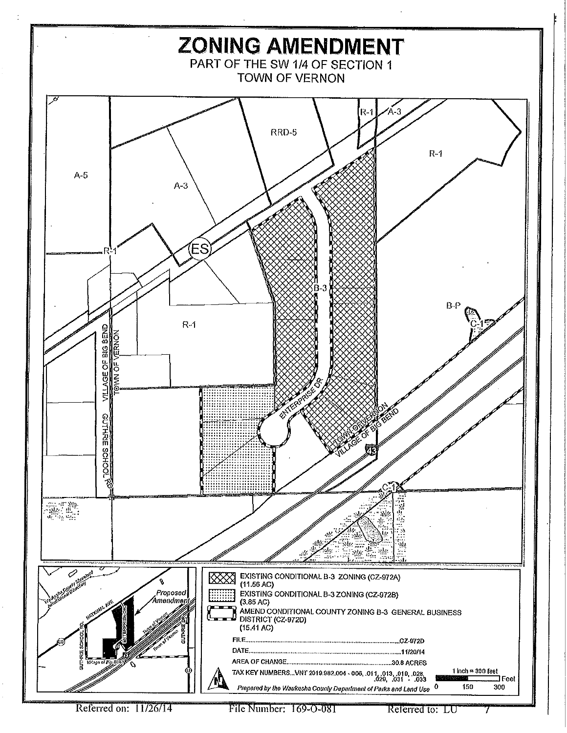# ZONING AMENDMENT

PART OF THE SW 1/4 OF SECTION 1
TOWN OF VERNON

R-1 A-3 RRD-5 R-1 A-5 A-3 ES R-1 B-3 B-P C-1 R-1 VILLAGE OF BIG BEND TOWN OF VERNON GUTHRIE SCHOOL RD ENTERPRISE DR TOWN OF VERNON VILLAGE OF BIG BEND C-1

EXISTING CONDITIONAL B-3 ZONING (CZ-972A) (11.56 AC)

EXISTING CONDITIONAL B-3 ZONING (CZ-972B) (3.85 AC)

AMEND CONDITIONAL COUNTY ZONING B-3 GENERAL BUSINESS DISTRICT (CZ-972D) (15.41 AC)

FILE..........CZ-972D

DATE..........11/20/14

AREA OF CHANGE..........30.8 ACRES

TAX KEY NUMBERS...VNT 2019.982.004 - 006, .011, .013, .019, .028, .029, .031 - .033

1 inch = 300 feet

0 150 300 Feet

*Prepared by the Waukesha County Department of Parks and Land Use*

Referred on: 11/26/14 File Number: 169-O-081 Referred to: LU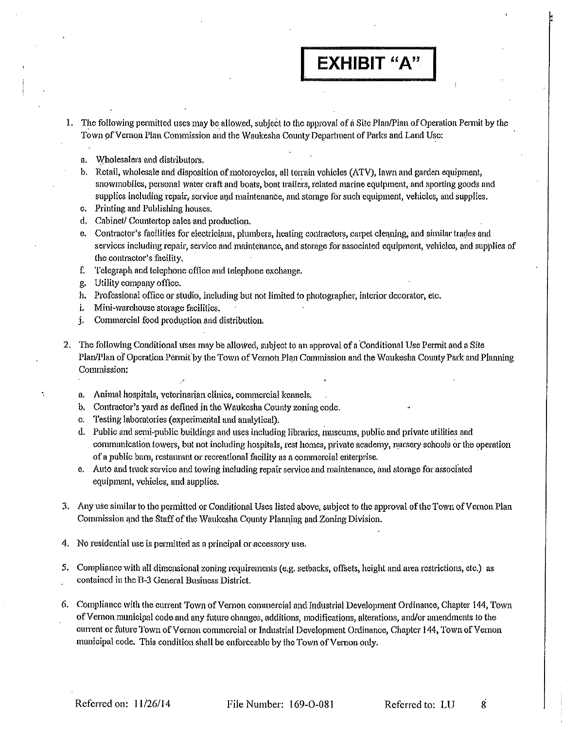# EXHIBIT "A"

1. The following permitted uses may be allowed, subject to the approval of a Site Plan/Plan of Operation Permit by the Town of Vernon Plan Commission and the Waukesha County Department of Parks and Land Use:

   a. Wholesalers and distributors.
   b. Retail, wholesale and disposition of motorcycles, all terrain vehicles (ATV), lawn and garden equipment, snowmobiles, personal water craft and boats, boat trailers, related marine equipment, and sporting goods and supplies including repair, service and maintenance, and storage for such equipment, vehicles, and supplies.
   c. Printing and Publishing houses.
   d. Cabinet/ Countertop sales and production.
   e. Contractor's facilities for electricians, plumbers, heating contractors, carpet cleaning, and similar trades and services including repair, service and maintenance, and storage for associated equipment, vehicles, and supplies of the contractor's facility.
   f. Telegraph and telephone office and telephone exchange.
   g. Utility company office.
   h. Professional office or studio, including but not limited to photographer, interior decorator, etc.
   i. Mini-warehouse storage facilities.
   j. Commercial food production and distribution.

2. The following Conditional uses may be allowed, subject to an approval of a Conditional Use Permit and a Site Plan/Plan of Operation Permit by the Town of Vernon Plan Commission and the Waukesha County Park and Planning Commission:

   a. Animal hospitals, veterinarian clinics, commercial kennels.
   b. Contractor's yard as defined in the Waukesha County zoning code.
   c. Testing laboratories (experimental and analytical).
   d. Public and semi-public buildings and uses including libraries, museums, public and private utilities and communication towers, but not including hospitals, rest homes, private academy, nursery schools or the operation of a public barn, restaurant or recreational facility as a commercial enterprise.
   e. Auto and truck service and towing including repair service and maintenance, and storage for associated equipment, vehicles, and supplies.

3. Any use similar to the permitted or Conditional Uses listed above, subject to the approval of the Town of Vernon Plan Commission and the Staff of the Waukesha County Planning and Zoning Division.

4. No residential use is permitted as a principal or accessory use.

5. Compliance with all dimensional zoning requirements (e.g. setbacks, offsets, height and area restrictions, etc.) as contained in the B-3 General Business District.

6. Compliance with the current Town of Vernon commercial and Industrial Development Ordinance, Chapter 144, Town of Vernon municipal code and any future changes, additions, modifications, alterations, and/or amendments to the current or future Town of Vernon commercial or Industrial Development Ordinance, Chapter 144, Town of Vernon municipal code. This condition shall be enforceable by the Town of Vernon only.

Referred on: 11/26/14 File Number: 169-O-081 Referred to: LU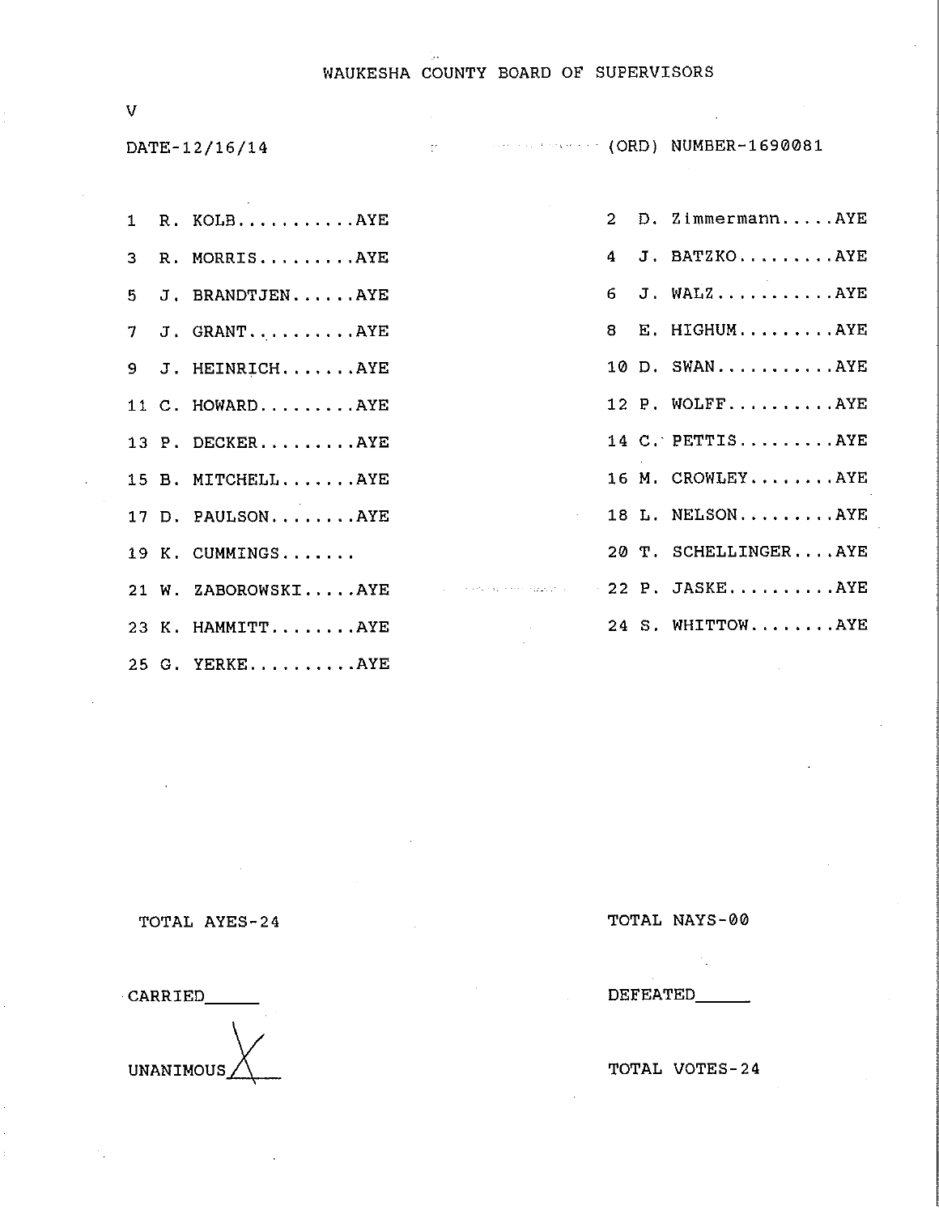WAUKESHA COUNTY BOARD OF SUPERVISORS

V

DATE-12/16/14 (ORD) NUMBER-1690081

| | |
|---|---|
| 1 R. KOLB...........AYE | 2 D. Zimmermann.....AYE |
| 3 R. MORRIS.........AYE | 4 J. BATZKO.........AYE |
| 5 J. BRANDTJEN......AYE | 6 J. WALZ...........AYE |
| 7 J. GRANT..........AYE | 8 E. HIGHUM.........AYE |
| 9 J. HEINRICH.......AYE | 10 D. SWAN...........AYE |
| 11 C. HOWARD.........AYE | 12 P. WOLFF..........AYE |
| 13 P. DECKER.........AYE | 14 C. PETTIS.........AYE |
| 15 B. MITCHELL.......AYE | 16 M. CROWLEY........AYE |
| 17 D. PAULSON........AYE | 18 L. NELSON.........AYE |
| 19 K. CUMMINGS....... | 20 T. SCHELLINGER....AYE |
| 21 W. ZABOROWSKI.....AYE | 22 P. JASKE..........AYE |
| 23 K. HAMMITT........AYE | 24 S. WHITTOW........AYE |
| 25 G. YERKE..........AYE | |

TOTAL AYES-24

TOTAL NAYS-00

CARRIED______

DEFEATED______

UNANIMOUS X

TOTAL VOTES-24